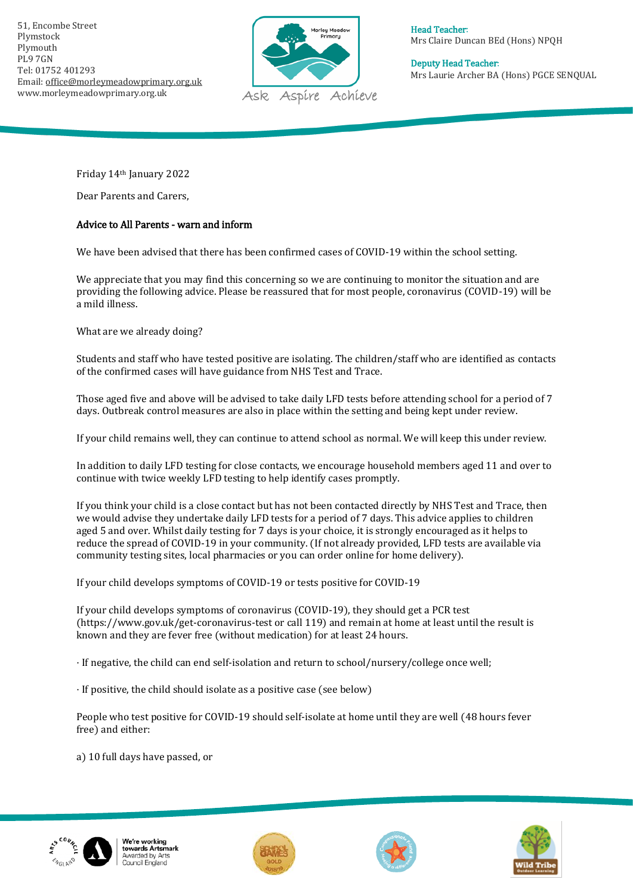51, Encombe Street
Plymstock
Plymouth
PL9 7GN
Tel: 01752 401293
Email: office@morleymeadowprimary.org.uk
www.morleymeadowprimary.org.uk

Ask Aspire Achieve

**Head Teacher:**
Mrs Claire Duncan BEd (Hons) NPQH

**Deputy Head Teacher:**
Mrs Laurie Archer BA (Hons) PGCE SENQUAL

Friday 14th January 2022

Dear Parents and Carers,

**Advice to All Parents - warn and inform**

We have been advised that there has been confirmed cases of COVID-19 within the school setting.

We appreciate that you may find this concerning so we are continuing to monitor the situation and are providing the following advice. Please be reassured that for most people, coronavirus (COVID-19) will be a mild illness.

What are we already doing?

Students and staff who have tested positive are isolating. The children/staff who are identified as contacts of the confirmed cases will have guidance from NHS Test and Trace.

Those aged five and above will be advised to take daily LFD tests before attending school for a period of 7 days. Outbreak control measures are also in place within the setting and being kept under review.

If your child remains well, they can continue to attend school as normal. We will keep this under review.

In addition to daily LFD testing for close contacts, we encourage household members aged 11 and over to continue with twice weekly LFD testing to help identify cases promptly.

If you think your child is a close contact but has not been contacted directly by NHS Test and Trace, then we would advise they undertake daily LFD tests for a period of 7 days. This advice applies to children aged 5 and over. Whilst daily testing for 7 days is your choice, it is strongly encouraged as it helps to reduce the spread of COVID-19 in your community. (If not already provided, LFD tests are available via community testing sites, local pharmacies or you can order online for home delivery).

If your child develops symptoms of COVID-19 or tests positive for COVID-19

If your child develops symptoms of coronavirus (COVID-19), they should get a PCR test (https://www.gov.uk/get-coronavirus-test or call 119) and remain at home at least until the result is known and they are fever free (without medication) for at least 24 hours.

· If negative, the child can end self-isolation and return to school/nursery/college once well;

· If positive, the child should isolate as a positive case (see below)

People who test positive for COVID-19 should self-isolate at home until they are well (48 hours fever free) and either:

a) 10 full days have passed, or

We're working towards Artsmark
Awarded by Arts Council England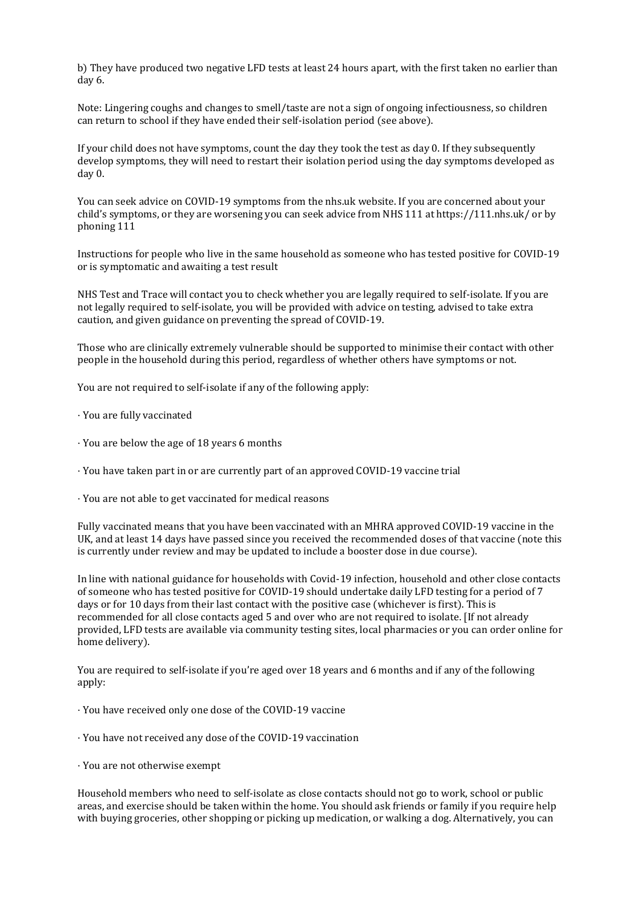b) They have produced two negative LFD tests at least 24 hours apart, with the first taken no earlier than day 6.

Note: Lingering coughs and changes to smell/taste are not a sign of ongoing infectiousness, so children can return to school if they have ended their self-isolation period (see above).

If your child does not have symptoms, count the day they took the test as day 0. If they subsequently develop symptoms, they will need to restart their isolation period using the day symptoms developed as day 0.

You can seek advice on COVID-19 symptoms from the nhs.uk website. If you are concerned about your child's symptoms, or they are worsening you can seek advice from NHS 111 at https://111.nhs.uk/ or by phoning 111

Instructions for people who live in the same household as someone who has tested positive for COVID-19 or is symptomatic and awaiting a test result

NHS Test and Trace will contact you to check whether you are legally required to self-isolate. If you are not legally required to self-isolate, you will be provided with advice on testing, advised to take extra caution, and given guidance on preventing the spread of COVID-19.

Those who are clinically extremely vulnerable should be supported to minimise their contact with other people in the household during this period, regardless of whether others have symptoms or not.

You are not required to self-isolate if any of the following apply:

· You are fully vaccinated

· You are below the age of 18 years 6 months

· You have taken part in or are currently part of an approved COVID-19 vaccine trial

· You are not able to get vaccinated for medical reasons

Fully vaccinated means that you have been vaccinated with an MHRA approved COVID-19 vaccine in the UK, and at least 14 days have passed since you received the recommended doses of that vaccine (note this is currently under review and may be updated to include a booster dose in due course).

In line with national guidance for households with Covid-19 infection, household and other close contacts of someone who has tested positive for COVID-19 should undertake daily LFD testing for a period of 7 days or for 10 days from their last contact with the positive case (whichever is first). This is recommended for all close contacts aged 5 and over who are not required to isolate. [If not already provided, LFD tests are available via community testing sites, local pharmacies or you can order online for home delivery).

You are required to self-isolate if you're aged over 18 years and 6 months and if any of the following apply:

· You have received only one dose of the COVID-19 vaccine

· You have not received any dose of the COVID-19 vaccination

· You are not otherwise exempt

Household members who need to self-isolate as close contacts should not go to work, school or public areas, and exercise should be taken within the home. You should ask friends or family if you require help with buying groceries, other shopping or picking up medication, or walking a dog. Alternatively, you can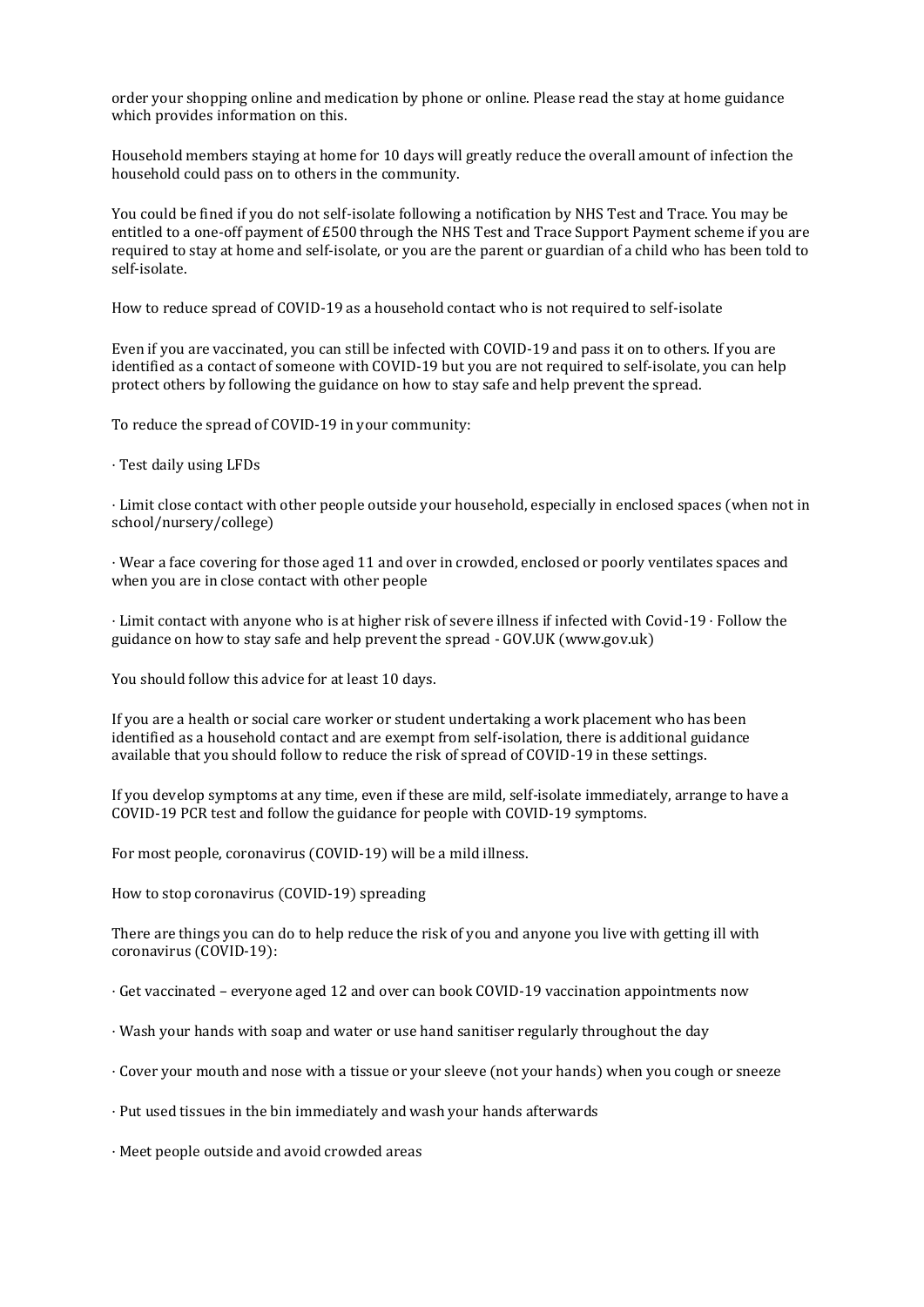order your shopping online and medication by phone or online. Please read the stay at home guidance which provides information on this.

Household members staying at home for 10 days will greatly reduce the overall amount of infection the household could pass on to others in the community.

You could be fined if you do not self-isolate following a notification by NHS Test and Trace. You may be entitled to a one-off payment of £500 through the NHS Test and Trace Support Payment scheme if you are required to stay at home and self-isolate, or you are the parent or guardian of a child who has been told to self-isolate.

How to reduce spread of COVID-19 as a household contact who is not required to self-isolate

Even if you are vaccinated, you can still be infected with COVID-19 and pass it on to others. If you are identified as a contact of someone with COVID-19 but you are not required to self-isolate, you can help protect others by following the guidance on how to stay safe and help prevent the spread.

To reduce the spread of COVID-19 in your community:

· Test daily using LFDs

· Limit close contact with other people outside your household, especially in enclosed spaces (when not in school/nursery/college)

· Wear a face covering for those aged 11 and over in crowded, enclosed or poorly ventilates spaces and when you are in close contact with other people

· Limit contact with anyone who is at higher risk of severe illness if infected with Covid-19 · Follow the guidance on how to stay safe and help prevent the spread - GOV.UK (www.gov.uk)

You should follow this advice for at least 10 days.

If you are a health or social care worker or student undertaking a work placement who has been identified as a household contact and are exempt from self-isolation, there is additional guidance available that you should follow to reduce the risk of spread of COVID-19 in these settings.

If you develop symptoms at any time, even if these are mild, self-isolate immediately, arrange to have a COVID-19 PCR test and follow the guidance for people with COVID-19 symptoms.

For most people, coronavirus (COVID-19) will be a mild illness.

How to stop coronavirus (COVID-19) spreading

There are things you can do to help reduce the risk of you and anyone you live with getting ill with coronavirus (COVID-19):

· Get vaccinated – everyone aged 12 and over can book COVID-19 vaccination appointments now

· Wash your hands with soap and water or use hand sanitiser regularly throughout the day

· Cover your mouth and nose with a tissue or your sleeve (not your hands) when you cough or sneeze

· Put used tissues in the bin immediately and wash your hands afterwards

· Meet people outside and avoid crowded areas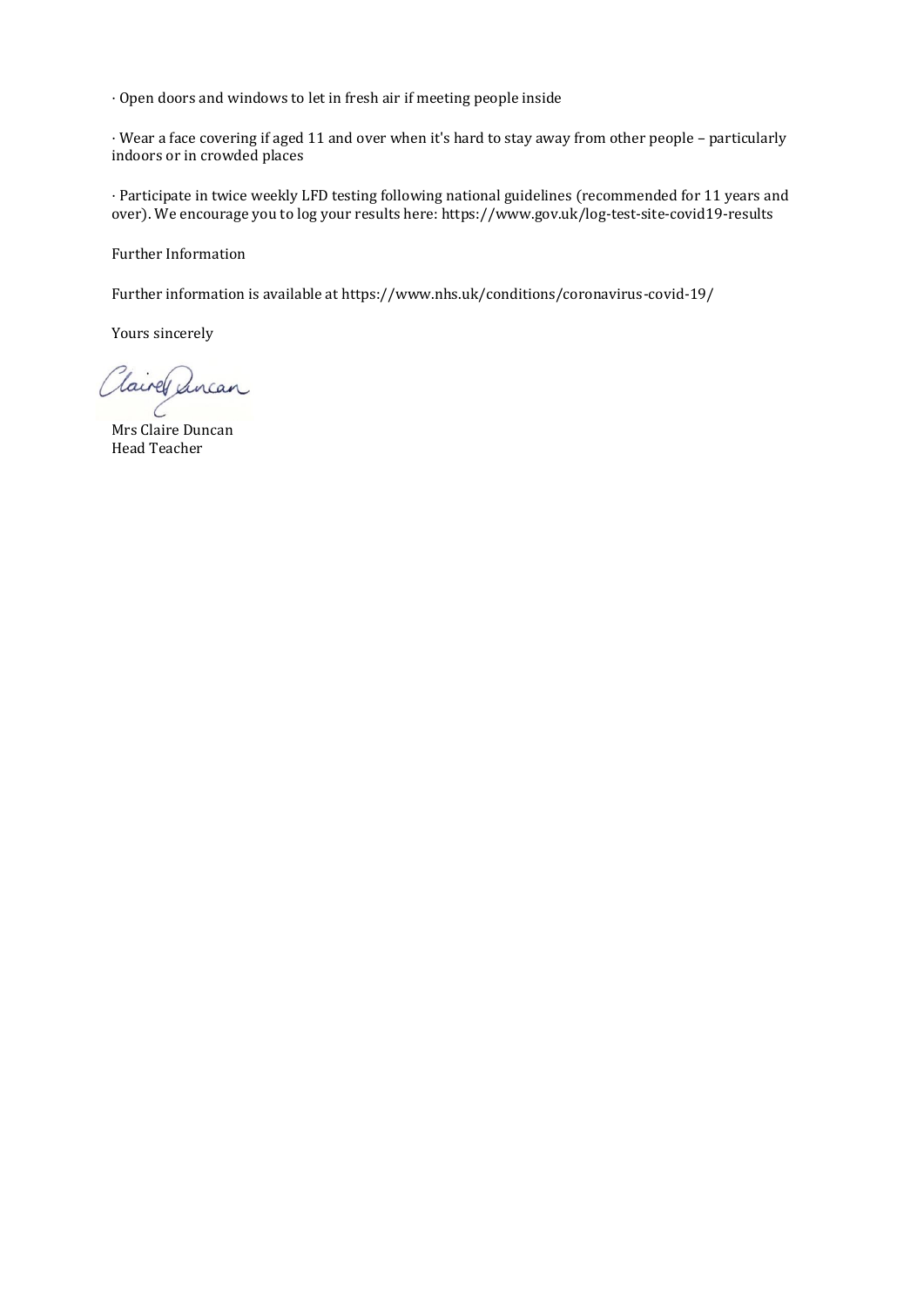· Open doors and windows to let in fresh air if meeting people inside

· Wear a face covering if aged 11 and over when it's hard to stay away from other people – particularly indoors or in crowded places

· Participate in twice weekly LFD testing following national guidelines (recommended for 11 years and over). We encourage you to log your results here: https://www.gov.uk/log-test-site-covid19-results

Further Information

Further information is available at https://www.nhs.uk/conditions/coronavirus-covid-19/

Yours sincerely

Claire Duncan

Mrs Claire Duncan
Head Teacher